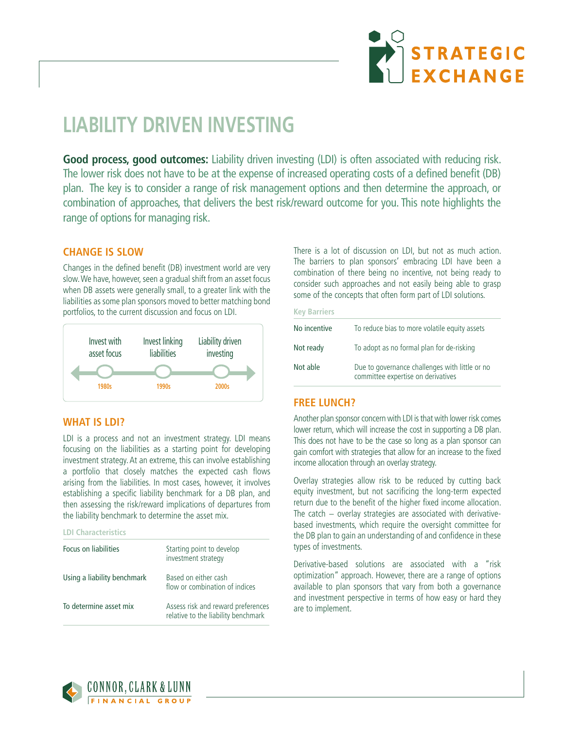# LIABILITY DRIVEN INVESTING

**Good process, good outcomes:** Liability driven investing (LDI) is often associated with reducing risk. The lower risk does not have to be at the expense of increased operating costs of a defined benefit (DB) plan. The key is to consider a range of risk management options and then determine the approach, or combination of approaches, that delivers the best risk/reward outcome for you. This note highlights the range of options for managing risk.

## CHANGE IS SLOW

Changes in the defined benefit (DB) investment world are very slow. We have, however, seen a gradual shift from an asset focus when DB assets were generally small, to a greater link with the liabilities as some plan sponsors moved to better matching bond portfolios, to the current discussion and focus on LDI.

| Invest with asset focus | Invest linking liabilities | Liability driven investing |
|---|---|---|
| 1980s | 1990s | 2000s |

## WHAT IS LDI?

LDI is a process and not an investment strategy. LDI means focusing on the liabilities as a starting point for developing investment strategy. At an extreme, this can involve establishing a portfolio that closely matches the expected cash flows arising from the liabilities. In most cases, however, it involves establishing a specific liability benchmark for a DB plan, and then assessing the risk/reward implications of departures from the liability benchmark to determine the asset mix.

**LDI Characteristics**

| | |
|---|---|
| Focus on liabilities | Starting point to develop investment strategy |
| Using a liability benchmark | Based on either cash flow or combination of indices |
| To determine asset mix | Assess risk and reward preferences relative to the liability benchmark |

There is a lot of discussion on LDI, but not as much action. The barriers to plan sponsors' embracing LDI have been a combination of there being no incentive, not being ready to consider such approaches and not easily being able to grasp some of the concepts that often form part of LDI solutions.

**Key Barriers**

| | |
|---|---|
| No incentive | To reduce bias to more volatile equity assets |
| Not ready | To adopt as no formal plan for de-risking |
| Not able | Due to governance challenges with little or no committee expertise on derivatives |

## FREE LUNCH?

Another plan sponsor concern with LDI is that with lower risk comes lower return, which will increase the cost in supporting a DB plan. This does not have to be the case so long as a plan sponsor can gain comfort with strategies that allow for an increase to the fixed income allocation through an overlay strategy.

Overlay strategies allow risk to be reduced by cutting back equity investment, but not sacrificing the long-term expected return due to the benefit of the higher fixed income allocation. The catch – overlay strategies are associated with derivative-based investments, which require the oversight committee for the DB plan to gain an understanding of and confidence in these types of investments.

Derivative-based solutions are associated with a "risk optimization" approach. However, there are a range of options available to plan sponsors that vary from both a governance and investment perspective in terms of how easy or hard they are to implement.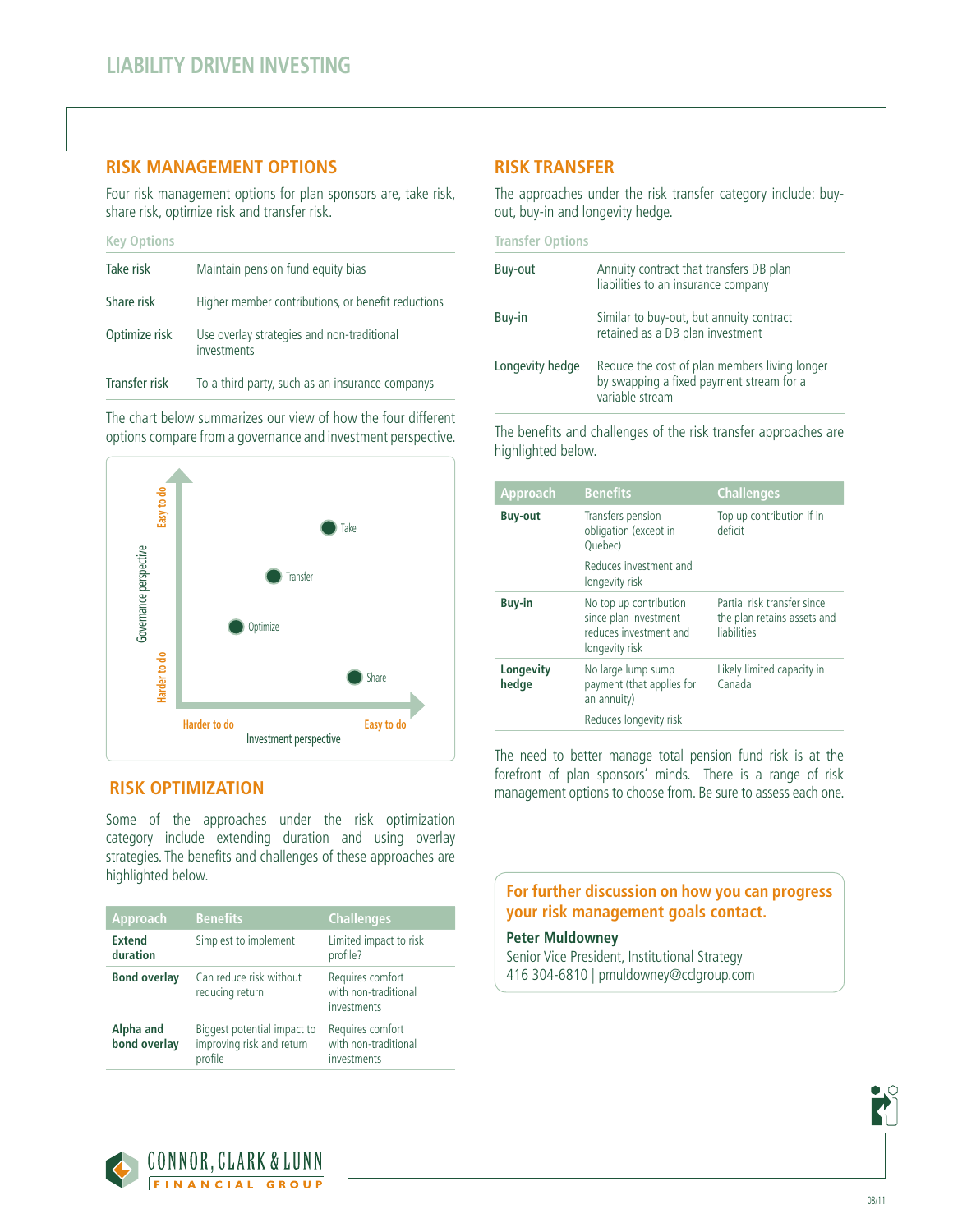# LIABILITY DRIVEN INVESTING

## RISK MANAGEMENT OPTIONS

Four risk management options for plan sponsors are, take risk, share risk, optimize risk and transfer risk.

| Key Options | |
|---|---|
| Take risk | Maintain pension fund equity bias |
| Share risk | Higher member contributions, or benefit reductions |
| Optimize risk | Use overlay strategies and non-traditional investments |
| Transfer risk | To a third party, such as an insurance companys |

The chart below summarizes our view of how the four different options compare from a governance and investment perspective.

Easy to do
Governance perspective
Harder to do
Take
Transfer
Optimize
Share
Harder to do
Easy to do
Investment perspective

## RISK OPTIMIZATION

Some of the approaches under the risk optimization category include extending duration and using overlay strategies. The benefits and challenges of these approaches are highlighted below.

| Approach | Benefits | Challenges |
|---|---|---|
| **Extend duration** | Simplest to implement | Limited impact to risk profile? |
| **Bond overlay** | Can reduce risk without reducing return | Requires comfort with non-traditional investments |
| **Alpha and bond overlay** | Biggest potential impact to improving risk and return profile | Requires comfort with non-traditional investments |

## RISK TRANSFER

The approaches under the risk transfer category include: buy-out, buy-in and longevity hedge.

| Transfer Options | |
|---|---|
| Buy-out | Annuity contract that transfers DB plan liabilities to an insurance company |
| Buy-in | Similar to buy-out, but annuity contract retained as a DB plan investment |
| Longevity hedge | Reduce the cost of plan members living longer by swapping a fixed payment stream for a variable stream |

The benefits and challenges of the risk transfer approaches are highlighted below.

| Approach | Benefits | Challenges |
|---|---|---|
| **Buy-out** | Transfers pension obligation (except in Quebec)<br>Reduces investment and longevity risk | Top up contribution if in deficit |
| **Buy-in** | No top up contribution since plan investment reduces investment and longevity risk | Partial risk transfer since the plan retains assets and liabilities |
| **Longevity hedge** | No large lump sump payment (that applies for an annuity)<br>Reduces longevity risk | Likely limited capacity in Canada |

The need to better manage total pension fund risk is at the forefront of plan sponsors' minds. There is a range of risk management options to choose from. Be sure to assess each one.

**For further discussion on how you can progress your risk management goals contact.**

**Peter Muldowney**
Senior Vice President, Institutional Strategy
416 304-6810 | pmuldowney@cclgroup.com

CONNOR, CLARK & LUNN FINANCIAL GROUP

08/11